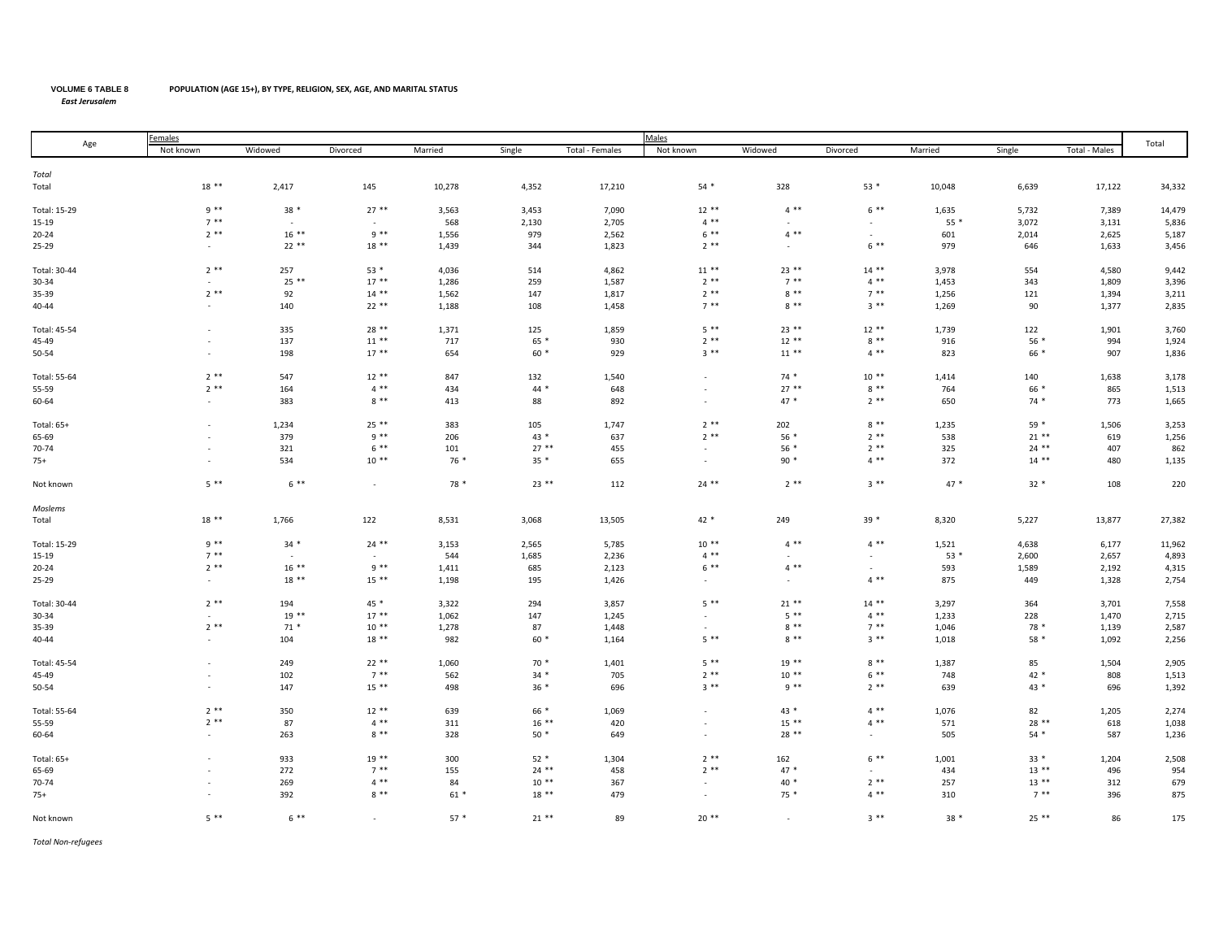**VOLUME 6 TABLE 8** **POPULATION (AGE 15+), BY TYPE, RELIGION, SEX, AGE, AND MARITAL STATUS**

***East Jerusalem***

| Age | Females | | | | | | Males | | | | | | Total |
|---|---|---|---|---|---|---|---|---|---|---|---|---|---|
| | Not known | Widowed | Divorced | Married | Single | Total - Females | Not known | Widowed | Divorced | Married | Single | Total - Males | |
| *Total* | | | | | | | | | | | | | |
| Total | 18 ** | 2,417 | 145 | 10,278 | 4,352 | 17,210 | 54 * | 328 | 53 * | 10,048 | 6,639 | 17,122 | 34,332 |
| Total: 15-29 | 9 ** | 38 * | 27 ** | 3,563 | 3,453 | 7,090 | 12 ** | 4 ** | 6 ** | 1,635 | 5,732 | 7,389 | 14,479 |
| 15-19 | 7 ** | - | - | 568 | 2,130 | 2,705 | 4 ** | - | - | 55 * | 3,072 | 3,131 | 5,836 |
| 20-24 | 2 ** | 16 ** | 9 ** | 1,556 | 979 | 2,562 | 6 ** | 4 ** | - | 601 | 2,014 | 2,625 | 5,187 |
| 25-29 | - | 22 ** | 18 ** | 1,439 | 344 | 1,823 | 2 ** | - | 6 ** | 979 | 646 | 1,633 | 3,456 |
| Total: 30-44 | 2 ** | 257 | 53 * | 4,036 | 514 | 4,862 | 11 ** | 23 ** | 14 ** | 3,978 | 554 | 4,580 | 9,442 |
| 30-34 | - | 25 ** | 17 ** | 1,286 | 259 | 1,587 | 2 ** | 7 ** | 4 ** | 1,453 | 343 | 1,809 | 3,396 |
| 35-39 | 2 ** | 92 | 14 ** | 1,562 | 147 | 1,817 | 2 ** | 8 ** | 7 ** | 1,256 | 121 | 1,394 | 3,211 |
| 40-44 | - | 140 | 22 ** | 1,188 | 108 | 1,458 | 7 ** | 8 ** | 3 ** | 1,269 | 90 | 1,377 | 2,835 |
| Total: 45-54 | - | 335 | 28 ** | 1,371 | 125 | 1,859 | 5 ** | 23 ** | 12 ** | 1,739 | 122 | 1,901 | 3,760 |
| 45-49 | - | 137 | 11 ** | 717 | 65 * | 930 | 2 ** | 12 ** | 8 ** | 916 | 56 * | 994 | 1,924 |
| 50-54 | - | 198 | 17 ** | 654 | 60 * | 929 | 3 ** | 11 ** | 4 ** | 823 | 66 * | 907 | 1,836 |
| Total: 55-64 | 2 ** | 547 | 12 ** | 847 | 132 | 1,540 | - | 74 * | 10 ** | 1,414 | 140 | 1,638 | 3,178 |
| 55-59 | 2 ** | 164 | 4 ** | 434 | 44 * | 648 | - | 27 ** | 8 ** | 764 | 66 * | 865 | 1,513 |
| 60-64 | - | 383 | 8 ** | 413 | 88 | 892 | - | 47 * | 2 ** | 650 | 74 * | 773 | 1,665 |
| Total: 65+ | - | 1,234 | 25 ** | 383 | 105 | 1,747 | 2 ** | 202 | 8 ** | 1,235 | 59 * | 1,506 | 3,253 |
| 65-69 | - | 379 | 9 ** | 206 | 43 * | 637 | 2 ** | 56 * | 2 ** | 538 | 21 ** | 619 | 1,256 |
| 70-74 | - | 321 | 6 ** | 101 | 27 ** | 455 | - | 56 * | 2 ** | 325 | 24 ** | 407 | 862 |
| 75+ | - | 534 | 10 ** | 76 * | 35 * | 655 | - | 90 * | 4 ** | 372 | 14 ** | 480 | 1,135 |
| Not known | 5 ** | 6 ** | - | 78 * | 23 ** | 112 | 24 ** | 2 ** | 3 ** | 47 * | 32 * | 108 | 220 |
| *Moslems* | | | | | | | | | | | | | |
| Total | 18 ** | 1,766 | 122 | 8,531 | 3,068 | 13,505 | 42 * | 249 | 39 * | 8,320 | 5,227 | 13,877 | 27,382 |
| Total: 15-29 | 9 ** | 34 * | 24 ** | 3,153 | 2,565 | 5,785 | 10 ** | 4 ** | 4 ** | 1,521 | 4,638 | 6,177 | 11,962 |
| 15-19 | 7 ** | - | - | 544 | 1,685 | 2,236 | 4 ** | - | - | 53 * | 2,600 | 2,657 | 4,893 |
| 20-24 | 2 ** | 16 ** | 9 ** | 1,411 | 685 | 2,123 | 6 ** | 4 ** | - | 593 | 1,589 | 2,192 | 4,315 |
| 25-29 | - | 18 ** | 15 ** | 1,198 | 195 | 1,426 | - | - | 4 ** | 875 | 449 | 1,328 | 2,754 |
| Total: 30-44 | 2 ** | 194 | 45 * | 3,322 | 294 | 3,857 | 5 ** | 21 ** | 14 ** | 3,297 | 364 | 3,701 | 7,558 |
| 30-34 | - | 19 ** | 17 ** | 1,062 | 147 | 1,245 | - | 5 ** | 4 ** | 1,233 | 228 | 1,470 | 2,715 |
| 35-39 | 2 ** | 71 * | 10 ** | 1,278 | 87 | 1,448 | - | 8 ** | 7 ** | 1,046 | 78 * | 1,139 | 2,587 |
| 40-44 | - | 104 | 18 ** | 982 | 60 * | 1,164 | 5 ** | 8 ** | 3 ** | 1,018 | 58 * | 1,092 | 2,256 |
| Total: 45-54 | - | 249 | 22 ** | 1,060 | 70 * | 1,401 | 5 ** | 19 ** | 8 ** | 1,387 | 85 | 1,504 | 2,905 |
| 45-49 | - | 102 | 7 ** | 562 | 34 * | 705 | 2 ** | 10 ** | 6 ** | 748 | 42 * | 808 | 1,513 |
| 50-54 | - | 147 | 15 ** | 498 | 36 * | 696 | 3 ** | 9 ** | 2 ** | 639 | 43 * | 696 | 1,392 |
| Total: 55-64 | 2 ** | 350 | 12 ** | 639 | 66 * | 1,069 | - | 43 * | 4 ** | 1,076 | 82 | 1,205 | 2,274 |
| 55-59 | 2 ** | 87 | 4 ** | 311 | 16 ** | 420 | - | 15 ** | 4 ** | 571 | 28 ** | 618 | 1,038 |
| 60-64 | - | 263 | 8 ** | 328 | 50 * | 649 | - | 28 ** | - | 505 | 54 * | 587 | 1,236 |
| Total: 65+ | - | 933 | 19 ** | 300 | 52 * | 1,304 | 2 ** | 162 | 6 ** | 1,001 | 33 * | 1,204 | 2,508 |
| 65-69 | - | 272 | 7 ** | 155 | 24 ** | 458 | 2 ** | 47 * | - | 434 | 13 ** | 496 | 954 |
| 70-74 | - | 269 | 4 ** | 84 | 10 ** | 367 | - | 40 * | 2 ** | 257 | 13 ** | 312 | 679 |
| 75+ | - | 392 | 8 ** | 61 * | 18 ** | 479 | - | 75 * | 4 ** | 310 | 7 ** | 396 | 875 |
| Not known | 5 ** | 6 ** | - | 57 * | 21 ** | 89 | 20 ** | - | 3 ** | 38 * | 25 ** | 86 | 175 |

*Total Non-refugees*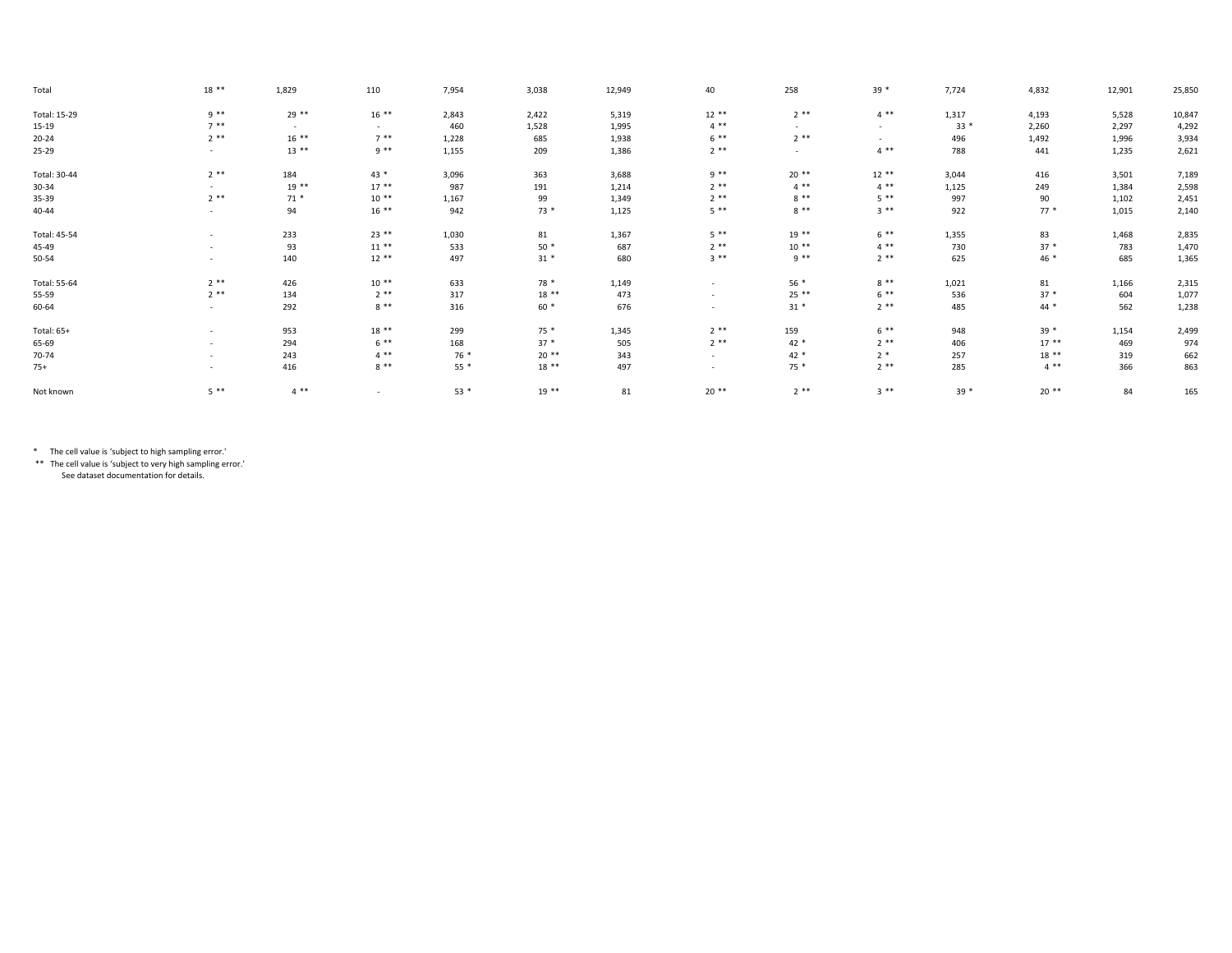| | | | | | | | | | | | | | |
|---|---|---|---|---|---|---|---|---|---|---|---|---|---|
| Total | 18 ** | 1,829 | 110 | 7,954 | 3,038 | 12,949 | 40 | 258 | 39 * | 7,724 | 4,832 | 12,901 | 25,850 |
| | | | | | | | | | | | | | |
| Total: 15-29 | 9 ** | 29 ** | 16 ** | 2,843 | 2,422 | 5,319 | 12 ** | 2 ** | 4 ** | 1,317 | 4,193 | 5,528 | 10,847 |
| 15-19 | 7 ** | - | - | 460 | 1,528 | 1,995 | 4 ** | - | - | 33 * | 2,260 | 2,297 | 4,292 |
| 20-24 | 2 ** | 16 ** | 7 ** | 1,228 | 685 | 1,938 | 6 ** | 2 ** | - | 496 | 1,492 | 1,996 | 3,934 |
| 25-29 | - | 13 ** | 9 ** | 1,155 | 209 | 1,386 | 2 ** | - | 4 ** | 788 | 441 | 1,235 | 2,621 |
| | | | | | | | | | | | | | |
| Total: 30-44 | 2 ** | 184 | 43 * | 3,096 | 363 | 3,688 | 9 ** | 20 ** | 12 ** | 3,044 | 416 | 3,501 | 7,189 |
| 30-34 | - | 19 ** | 17 ** | 987 | 191 | 1,214 | 2 ** | 4 ** | 4 ** | 1,125 | 249 | 1,384 | 2,598 |
| 35-39 | 2 ** | 71 * | 10 ** | 1,167 | 99 | 1,349 | 2 ** | 8 ** | 5 ** | 997 | 90 | 1,102 | 2,451 |
| 40-44 | - | 94 | 16 ** | 942 | 73 * | 1,125 | 5 ** | 8 ** | 3 ** | 922 | 77 * | 1,015 | 2,140 |
| | | | | | | | | | | | | | |
| Total: 45-54 | - | 233 | 23 ** | 1,030 | 81 | 1,367 | 5 ** | 19 ** | 6 ** | 1,355 | 83 | 1,468 | 2,835 |
| 45-49 | - | 93 | 11 ** | 533 | 50 * | 687 | 2 ** | 10 ** | 4 ** | 730 | 37 * | 783 | 1,470 |
| 50-54 | - | 140 | 12 ** | 497 | 31 * | 680 | 3 ** | 9 ** | 2 ** | 625 | 46 * | 685 | 1,365 |
| | | | | | | | | | | | | | |
| Total: 55-64 | 2 ** | 426 | 10 ** | 633 | 78 * | 1,149 | - | 56 * | 8 ** | 1,021 | 81 | 1,166 | 2,315 |
| 55-59 | 2 ** | 134 | 2 ** | 317 | 18 ** | 473 | - | 25 ** | 6 ** | 536 | 37 * | 604 | 1,077 |
| 60-64 | - | 292 | 8 ** | 316 | 60 * | 676 | - | 31 * | 2 ** | 485 | 44 * | 562 | 1,238 |
| | | | | | | | | | | | | | |
| Total: 65+ | - | 953 | 18 ** | 299 | 75 * | 1,345 | 2 ** | 159 | 6 ** | 948 | 39 * | 1,154 | 2,499 |
| 65-69 | - | 294 | 6 ** | 168 | 37 * | 505 | 2 ** | 42 * | 2 ** | 406 | 17 ** | 469 | 974 |
| 70-74 | - | 243 | 4 ** | 76 * | 20 ** | 343 | - | 42 * | 2 * | 257 | 18 ** | 319 | 662 |
| 75+ | - | 416 | 8 ** | 55 * | 18 ** | 497 | - | 75 * | 2 ** | 285 | 4 ** | 366 | 863 |
| | | | | | | | | | | | | | |
| Not known | 5 ** | 4 ** | - | 53 * | 19 ** | 81 | 20 ** | 2 ** | 3 ** | 39 * | 20 ** | 84 | 165 |

* The cell value is 'subject to high sampling error.'
** The cell value is 'subject to very high sampling error.'
See dataset documentation for details.